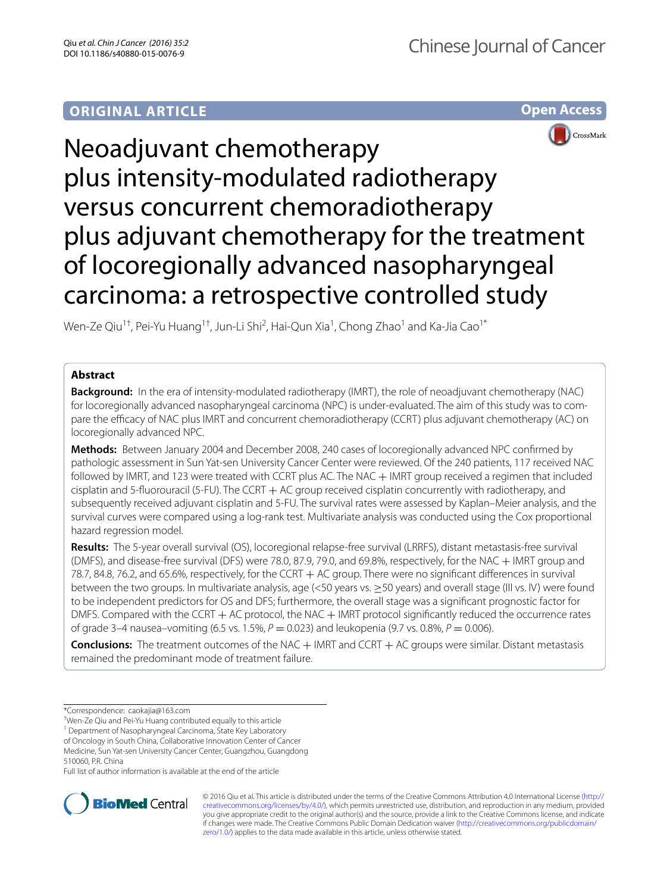ORIGINAL ARTICLE

Open Access

# Neoadjuvant chemotherapy plus intensity-modulated radiotherapy versus concurrent chemoradiotherapy plus adjuvant chemotherapy for the treatment of locoregionally advanced nasopharyngeal carcinoma: a retrospective controlled study

Wen-Ze Qiu[1†], Pei-Yu Huang[1†], Jun-Li Shi[2], Hai-Qun Xia[1], Chong Zhao[1] and Ka-Jia Cao[1*]

## Abstract

**Background:** In the era of intensity-modulated radiotherapy (IMRT), the role of neoadjuvant chemotherapy (NAC) for locoregionally advanced nasopharyngeal carcinoma (NPC) is under-evaluated. The aim of this study was to compare the efficacy of NAC plus IMRT and concurrent chemoradiotherapy (CCRT) plus adjuvant chemotherapy (AC) on locoregionally advanced NPC.

**Methods:** Between January 2004 and December 2008, 240 cases of locoregionally advanced NPC confirmed by pathologic assessment in Sun Yat-sen University Cancer Center were reviewed. Of the 240 patients, 117 received NAC followed by IMRT, and 123 were treated with CCRT plus AC. The NAC + IMRT group received a regimen that included cisplatin and 5-fluorouracil (5-FU). The CCRT + AC group received cisplatin concurrently with radiotherapy, and subsequently received adjuvant cisplatin and 5-FU. The survival rates were assessed by Kaplan–Meier analysis, and the survival curves were compared using a log-rank test. Multivariate analysis was conducted using the Cox proportional hazard regression model.

**Results:** The 5-year overall survival (OS), locoregional relapse-free survival (LRRFS), distant metastasis-free survival (DMFS), and disease-free survival (DFS) were 78.0, 87.9, 79.0, and 69.8%, respectively, for the NAC + IMRT group and 78.7, 84.8, 76.2, and 65.6%, respectively, for the CCRT + AC group. There were no significant differences in survival between the two groups. In multivariate analysis, age (<50 years vs. ≥50 years) and overall stage (III vs. IV) were found to be independent predictors for OS and DFS; furthermore, the overall stage was a significant prognostic factor for DMFS. Compared with the CCRT + AC protocol, the NAC + IMRT protocol significantly reduced the occurrence rates of grade 3–4 nausea–vomiting (6.5 vs. 1.5%, $P = 0.023$) and leukopenia (9.7 vs. 0.8%, $P = 0.006$).

**Conclusions:** The treatment outcomes of the NAC + IMRT and CCRT + AC groups were similar. Distant metastasis remained the predominant mode of treatment failure.

*Correspondence: caokajia@163.com

†Wen-Ze Qiu and Pei-Yu Huang contributed equally to this article

[1] Department of Nasopharyngeal Carcinoma, State Key Laboratory of Oncology in South China, Collaborative Innovation Center of Cancer Medicine, Sun Yat-sen University Cancer Center, Guangzhou, Guangdong 510060, P.R. China

Full list of author information is available at the end of the article

© 2016 Qiu et al. This article is distributed under the terms of the Creative Commons Attribution 4.0 International License (http://creativecommons.org/licenses/by/4.0/), which permits unrestricted use, distribution, and reproduction in any medium, provided you give appropriate credit to the original author(s) and the source, provide a link to the Creative Commons license, and indicate if changes were made. The Creative Commons Public Domain Dedication waiver (http://creativecommons.org/publicdomain/zero/1.0/) applies to the data made available in this article, unless otherwise stated.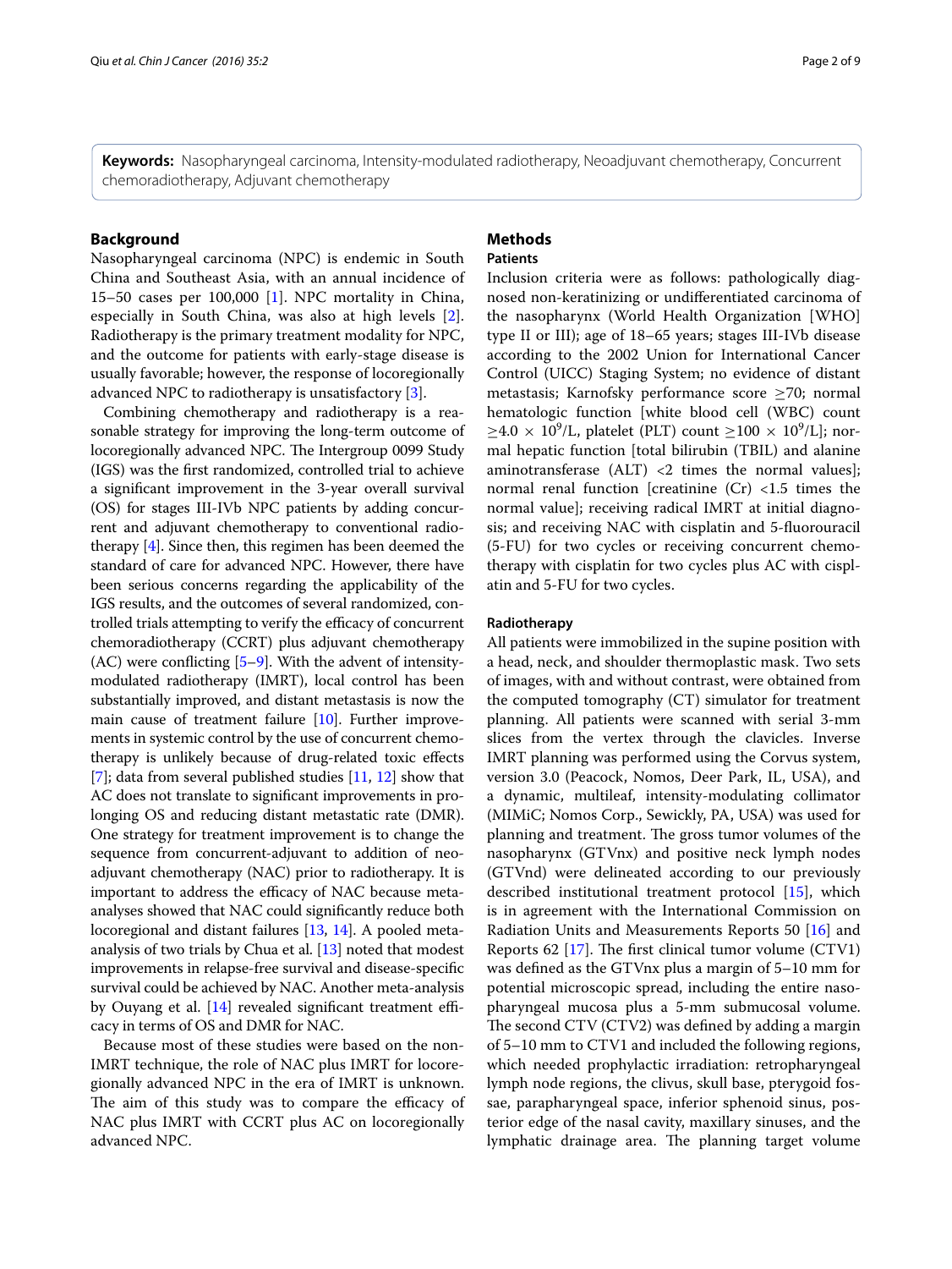**Keywords:** Nasopharyngeal carcinoma, Intensity-modulated radiotherapy, Neoadjuvant chemotherapy, Concurrent chemoradiotherapy, Adjuvant chemotherapy

## Background

Nasopharyngeal carcinoma (NPC) is endemic in South China and Southeast Asia, with an annual incidence of 15–50 cases per 100,000 [1]. NPC mortality in China, especially in South China, was also at high levels [2]. Radiotherapy is the primary treatment modality for NPC, and the outcome for patients with early-stage disease is usually favorable; however, the response of locoregionally advanced NPC to radiotherapy is unsatisfactory [3].

Combining chemotherapy and radiotherapy is a reasonable strategy for improving the long-term outcome of locoregionally advanced NPC. The Intergroup 0099 Study (IGS) was the first randomized, controlled trial to achieve a significant improvement in the 3-year overall survival (OS) for stages III-IVb NPC patients by adding concurrent and adjuvant chemotherapy to conventional radiotherapy [4]. Since then, this regimen has been deemed the standard of care for advanced NPC. However, there have been serious concerns regarding the applicability of the IGS results, and the outcomes of several randomized, controlled trials attempting to verify the efficacy of concurrent chemoradiotherapy (CCRT) plus adjuvant chemotherapy (AC) were conflicting [5–9]. With the advent of intensity-modulated radiotherapy (IMRT), local control has been substantially improved, and distant metastasis is now the main cause of treatment failure [10]. Further improvements in systemic control by the use of concurrent chemotherapy is unlikely because of drug-related toxic effects [7]; data from several published studies [11, 12] show that AC does not translate to significant improvements in prolonging OS and reducing distant metastatic rate (DMR). One strategy for treatment improvement is to change the sequence from concurrent-adjuvant to addition of neoadjuvant chemotherapy (NAC) prior to radiotherapy. It is important to address the efficacy of NAC because meta-analyses showed that NAC could significantly reduce both locoregional and distant failures [13, 14]. A pooled meta-analysis of two trials by Chua et al. [13] noted that modest improvements in relapse-free survival and disease-specific survival could be achieved by NAC. Another meta-analysis by Ouyang et al. [14] revealed significant treatment efficacy in terms of OS and DMR for NAC.

Because most of these studies were based on the non-IMRT technique, the role of NAC plus IMRT for locoregionally advanced NPC in the era of IMRT is unknown. The aim of this study was to compare the efficacy of NAC plus IMRT with CCRT plus AC on locoregionally advanced NPC.

## Methods

### Patients

Inclusion criteria were as follows: pathologically diagnosed non-keratinizing or undifferentiated carcinoma of the nasopharynx (World Health Organization [WHO] type II or III); age of 18–65 years; stages III-IVb disease according to the 2002 Union for International Cancer Control (UICC) Staging System; no evidence of distant metastasis; Karnofsky performance score ≥70; normal hematologic function [white blood cell (WBC) count $\geq 4.0 \times 10^9$/L, platelet (PLT) count $\geq 100 \times 10^9$/L]; normal hepatic function [total bilirubin (TBIL) and alanine aminotransferase (ALT) <2 times the normal values]; normal renal function [creatinine (Cr) <1.5 times the normal value]; receiving radical IMRT at initial diagnosis; and receiving NAC with cisplatin and 5-fluorouracil (5-FU) for two cycles or receiving concurrent chemotherapy with cisplatin for two cycles plus AC with cisplatin and 5-FU for two cycles.

### Radiotherapy

All patients were immobilized in the supine position with a head, neck, and shoulder thermoplastic mask. Two sets of images, with and without contrast, were obtained from the computed tomography (CT) simulator for treatment planning. All patients were scanned with serial 3-mm slices from the vertex through the clavicles. Inverse IMRT planning was performed using the Corvus system, version 3.0 (Peacock, Nomos, Deer Park, IL, USA), and a dynamic, multileaf, intensity-modulating collimator (MIMiC; Nomos Corp., Sewickly, PA, USA) was used for planning and treatment. The gross tumor volumes of the nasopharynx (GTVnx) and positive neck lymph nodes (GTVnd) were delineated according to our previously described institutional treatment protocol [15], which is in agreement with the International Commission on Radiation Units and Measurements Reports 50 [16] and Reports 62 [17]. The first clinical tumor volume (CTV1) was defined as the GTVnx plus a margin of 5–10 mm for potential microscopic spread, including the entire nasopharyngeal mucosa plus a 5-mm submucosal volume. The second CTV (CTV2) was defined by adding a margin of 5–10 mm to CTV1 and included the following regions, which needed prophylactic irradiation: retropharyngeal lymph node regions, the clivus, skull base, pterygoid fossae, parapharyngeal space, inferior sphenoid sinus, posterior edge of the nasal cavity, maxillary sinuses, and the lymphatic drainage area. The planning target volume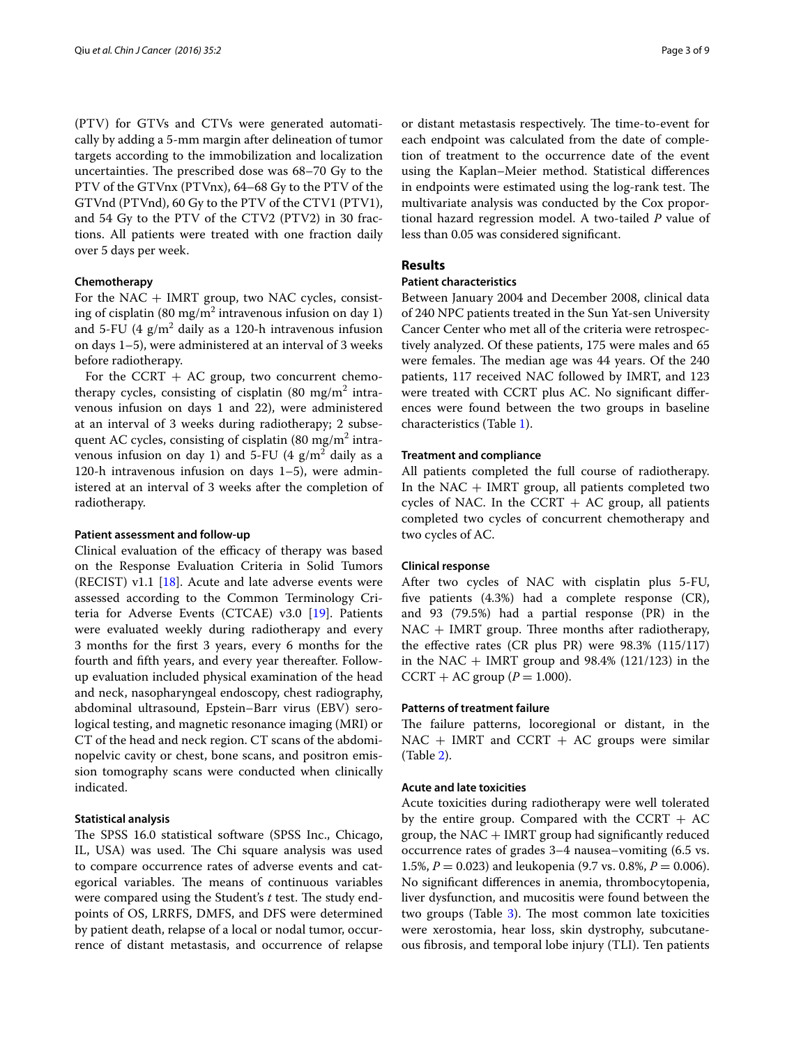(PTV) for GTVs and CTVs were generated automatically by adding a 5-mm margin after delineation of tumor targets according to the immobilization and localization uncertainties. The prescribed dose was 68–70 Gy to the PTV of the GTVnx (PTVnx), 64–68 Gy to the PTV of the GTVnd (PTVnd), 60 Gy to the PTV of the CTV1 (PTV1), and 54 Gy to the PTV of the CTV2 (PTV2) in 30 fractions. All patients were treated with one fraction daily over 5 days per week.

#### Chemotherapy

For the NAC + IMRT group, two NAC cycles, consisting of cisplatin (80 mg/m$^2$ intravenous infusion on day 1) and 5-FU (4 g/m$^2$ daily as a 120-h intravenous infusion on days 1–5), were administered at an interval of 3 weeks before radiotherapy.

For the CCRT + AC group, two concurrent chemotherapy cycles, consisting of cisplatin (80 mg/m$^2$ intravenous infusion on days 1 and 22), were administered at an interval of 3 weeks during radiotherapy; 2 subsequent AC cycles, consisting of cisplatin (80 mg/m$^2$ intravenous infusion on day 1) and 5-FU (4 g/m$^2$ daily as a 120-h intravenous infusion on days 1–5), were administered at an interval of 3 weeks after the completion of radiotherapy.

#### Patient assessment and follow-up

Clinical evaluation of the efficacy of therapy was based on the Response Evaluation Criteria in Solid Tumors (RECIST) v1.1 [18]. Acute and late adverse events were assessed according to the Common Terminology Criteria for Adverse Events (CTCAE) v3.0 [19]. Patients were evaluated weekly during radiotherapy and every 3 months for the first 3 years, every 6 months for the fourth and fifth years, and every year thereafter. Follow-up evaluation included physical examination of the head and neck, nasopharyngeal endoscopy, chest radiography, abdominal ultrasound, Epstein–Barr virus (EBV) serological testing, and magnetic resonance imaging (MRI) or CT of the head and neck region. CT scans of the abdominopelvic cavity or chest, bone scans, and positron emission tomography scans were conducted when clinically indicated.

#### Statistical analysis

The SPSS 16.0 statistical software (SPSS Inc., Chicago, IL, USA) was used. The Chi square analysis was used to compare occurrence rates of adverse events and categorical variables. The means of continuous variables were compared using the Student's *t* test. The study endpoints of OS, LRRFS, DMFS, and DFS were determined by patient death, relapse of a local or nodal tumor, occurrence of distant metastasis, and occurrence of relapse or distant metastasis respectively. The time-to-event for each endpoint was calculated from the date of completion of treatment to the occurrence date of the event using the Kaplan–Meier method. Statistical differences in endpoints were estimated using the log-rank test. The multivariate analysis was conducted by the Cox proportional hazard regression model. A two-tailed $P$ value of less than 0.05 was considered significant.

## Results

#### Patient characteristics

Between January 2004 and December 2008, clinical data of 240 NPC patients treated in the Sun Yat-sen University Cancer Center who met all of the criteria were retrospectively analyzed. Of these patients, 175 were males and 65 were females. The median age was 44 years. Of the 240 patients, 117 received NAC followed by IMRT, and 123 were treated with CCRT plus AC. No significant differences were found between the two groups in baseline characteristics (Table 1).

#### Treatment and compliance

All patients completed the full course of radiotherapy. In the NAC + IMRT group, all patients completed two cycles of NAC. In the CCRT + AC group, all patients completed two cycles of concurrent chemotherapy and two cycles of AC.

#### Clinical response

After two cycles of NAC with cisplatin plus 5-FU, five patients (4.3%) had a complete response (CR), and 93 (79.5%) had a partial response (PR) in the NAC + IMRT group. Three months after radiotherapy, the effective rates (CR plus PR) were 98.3% (115/117) in the NAC + IMRT group and 98.4% (121/123) in the CCRT + AC group ($P = 1.000$).

#### Patterns of treatment failure

The failure patterns, locoregional or distant, in the NAC + IMRT and CCRT + AC groups were similar (Table 2).

#### Acute and late toxicities

Acute toxicities during radiotherapy were well tolerated by the entire group. Compared with the CCRT + AC group, the NAC + IMRT group had significantly reduced occurrence rates of grades 3–4 nausea–vomiting (6.5 vs. 1.5%, $P = 0.023$) and leukopenia (9.7 vs. 0.8%, $P = 0.006$). No significant differences in anemia, thrombocytopenia, liver dysfunction, and mucositis were found between the two groups (Table 3). The most common late toxicities were xerostomia, hear loss, skin dystrophy, subcutaneous fibrosis, and temporal lobe injury (TLI). Ten patients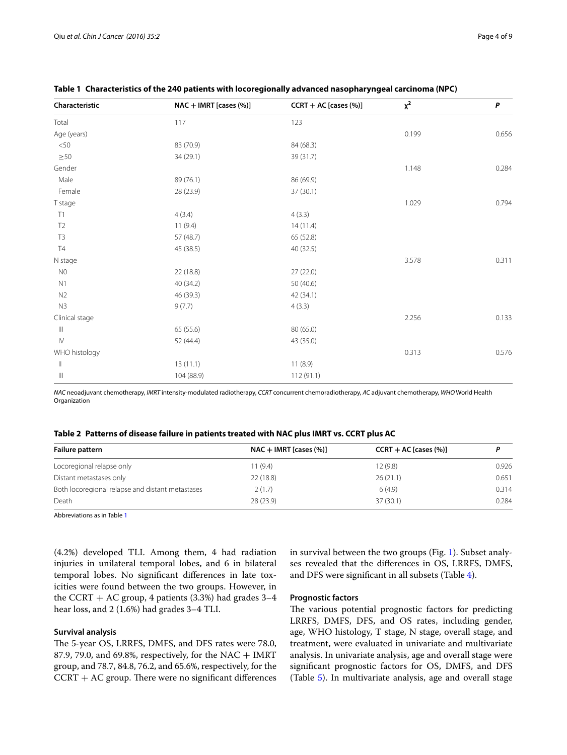**Table 1 Characteristics of the 240 patients with locoregionally advanced nasopharyngeal carcinoma (NPC)**

| Characteristic | NAC + IMRT [cases (%)] | CCRT + AC [cases (%)] | $\chi^2$ | *P* |
|---|---|---|---|---|
| Total | 117 | 123 | | |
| Age (years) | | | 0.199 | 0.656 |
| <50 | 83 (70.9) | 84 (68.3) | | |
| ≥50 | 34 (29.1) | 39 (31.7) | | |
| Gender | | | 1.148 | 0.284 |
| Male | 89 (76.1) | 86 (69.9) | | |
| Female | 28 (23.9) | 37 (30.1) | | |
| T stage | | | 1.029 | 0.794 |
| T1 | 4 (3.4) | 4 (3.3) | | |
| T2 | 11 (9.4) | 14 (11.4) | | |
| T3 | 57 (48.7) | 65 (52.8) | | |
| T4 | 45 (38.5) | 40 (32.5) | | |
| N stage | | | 3.578 | 0.311 |
| N0 | 22 (18.8) | 27 (22.0) | | |
| N1 | 40 (34.2) | 50 (40.6) | | |
| N2 | 46 (39.3) | 42 (34.1) | | |
| N3 | 9 (7.7) | 4 (3.3) | | |
| Clinical stage | | | 2.256 | 0.133 |
| III | 65 (55.6) | 80 (65.0) | | |
| IV | 52 (44.4) | 43 (35.0) | | |
| WHO histology | | | 0.313 | 0.576 |
| II | 13 (11.1) | 11 (8.9) | | |
| III | 104 (88.9) | 112 (91.1) | | |

*NAC* neoadjuvant chemotherapy, *IMRT* intensity-modulated radiotherapy, *CCRT* concurrent chemoradiotherapy, *AC* adjuvant chemotherapy, *WHO* World Health Organization

**Table 2 Patterns of disease failure in patients treated with NAC plus IMRT vs. CCRT plus AC**

| Failure pattern | NAC + IMRT [cases (%)] | CCRT + AC [cases (%)] | *P* |
|---|---|---|---|
| Locoregional relapse only | 11 (9.4) | 12 (9.8) | 0.926 |
| Distant metastases only | 22 (18.8) | 26 (21.1) | 0.651 |
| Both locoregional relapse and distant metastases | 2 (1.7) | 6 (4.9) | 0.314 |
| Death | 28 (23.9) | 37 (30.1) | 0.284 |

Abbreviations as in Table 1

(4.2%) developed TLI. Among them, 4 had radiation injuries in unilateral temporal lobes, and 6 in bilateral temporal lobes. No significant differences in late toxicities were found between the two groups. However, in the CCRT + AC group, 4 patients (3.3%) had grades 3–4 hear loss, and 2 (1.6%) had grades 3–4 TLI.

### Survival analysis

The 5-year OS, LRRFS, DMFS, and DFS rates were 78.0, 87.9, 79.0, and 69.8%, respectively, for the NAC + IMRT group, and 78.7, 84.8, 76.2, and 65.6%, respectively, for the CCRT + AC group. There were no significant differences in survival between the two groups (Fig. 1). Subset analyses revealed that the differences in OS, LRRFS, DMFS, and DFS were significant in all subsets (Table 4).

### Prognostic factors

The various potential prognostic factors for predicting LRRFS, DMFS, DFS, and OS rates, including gender, age, WHO histology, T stage, N stage, overall stage, and treatment, were evaluated in univariate and multivariate analysis. In univariate analysis, age and overall stage were significant prognostic factors for OS, DMFS, and DFS (Table 5). In multivariate analysis, age and overall stage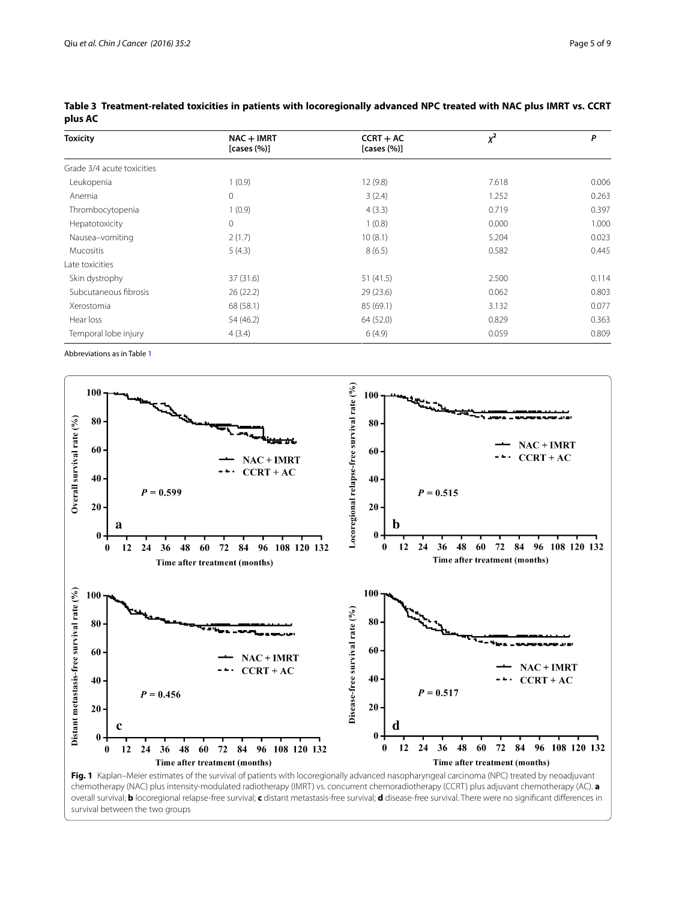**Table 3 Treatment-related toxicities in patients with locoregionally advanced NPC treated with NAC plus IMRT vs. CCRT plus AC**

| Toxicity | NAC + IMRT [cases (%)] | CCRT + AC [cases (%)] | $\chi^2$ | *P* |
|---|---|---|---|---|
| Grade 3/4 acute toxicities | | | | |
| Leukopenia | 1 (0.9) | 12 (9.8) | 7.618 | 0.006 |
| Anemia | 0 | 3 (2.4) | 1.252 | 0.263 |
| Thrombocytopenia | 1 (0.9) | 4 (3.3) | 0.719 | 0.397 |
| Hepatotoxicity | 0 | 1 (0.8) | 0.000 | 1.000 |
| Nausea–vomiting | 2 (1.7) | 10 (8.1) | 5.204 | 0.023 |
| Mucositis | 5 (4.3) | 8 (6.5) | 0.582 | 0.445 |
| Late toxicities | | | | |
| Skin dystrophy | 37 (31.6) | 51 (41.5) | 2.500 | 0.114 |
| Subcutaneous fibrosis | 26 (22.2) | 29 (23.6) | 0.062 | 0.803 |
| Xerostomia | 68 (58.1) | 85 (69.1) | 3.132 | 0.077 |
| Hear loss | 54 (46.2) | 64 (52.0) | 0.829 | 0.363 |
| Temporal lobe injury | 4 (3.4) | 6 (4.9) | 0.059 | 0.809 |

Abbreviations as in Table 1

**Fig. 1** Kaplan–Meier estimates of the survival of patients with locoregionally advanced nasopharyngeal carcinoma (NPC) treated by neoadjuvant chemotherapy (NAC) plus intensity-modulated radiotherapy (IMRT) vs. concurrent chemoradiotherapy (CCRT) plus adjuvant chemotherapy (AC). **a** overall survival; **b** locoregional relapse-free survival; **c** distant metastasis-free survival; **d** disease-free survival. There were no significant differences in survival between the two groups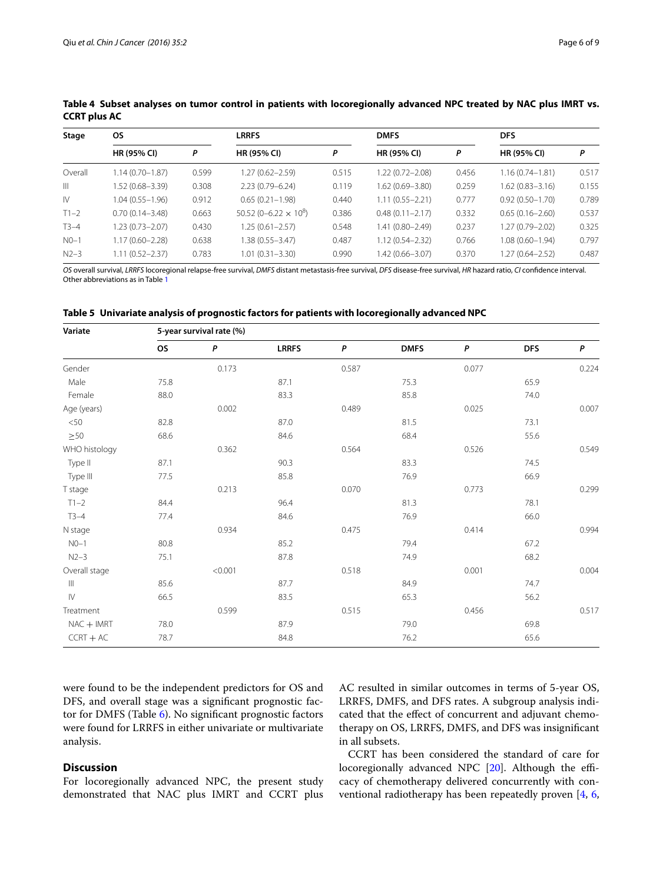**Table 4 Subset analyses on tumor control in patients with locoregionally advanced NPC treated by NAC plus IMRT vs. CCRT plus AC**

| Stage | OS | | LRRFS | | DMFS | | DFS | |
|---|---|---|---|---|---|---|---|---|
| | HR (95% CI) | P | HR (95% CI) | P | HR (95% CI) | P | HR (95% CI) | P |
| Overall | 1.14 (0.70–1.87) | 0.599 | 1.27 (0.62–2.59) | 0.515 | 1.22 (0.72–2.08) | 0.456 | 1.16 (0.74–1.81) | 0.517 |
| III | 1.52 (0.68–3.39) | 0.308 | 2.23 (0.79–6.24) | 0.119 | 1.62 (0.69–3.80) | 0.259 | 1.62 (0.83–3.16) | 0.155 |
| IV | 1.04 (0.55–1.96) | 0.912 | 0.65 (0.21–1.98) | 0.440 | 1.11 (0.55–2.21) | 0.777 | 0.92 (0.50–1.70) | 0.789 |
| T1–2 | 0.70 (0.14–3.48) | 0.663 | 50.52 (0–6.22 × $10^8$) | 0.386 | 0.48 (0.11–2.17) | 0.332 | 0.65 (0.16–2.60) | 0.537 |
| T3–4 | 1.23 (0.73–2.07) | 0.430 | 1.25 (0.61–2.57) | 0.548 | 1.41 (0.80–2.49) | 0.237 | 1.27 (0.79–2.02) | 0.325 |
| N0–1 | 1.17 (0.60–2.28) | 0.638 | 1.38 (0.55–3.47) | 0.487 | 1.12 (0.54–2.32) | 0.766 | 1.08 (0.60–1.94) | 0.797 |
| N2–3 | 1.11 (0.52–2.37) | 0.783 | 1.01 (0.31–3.30) | 0.990 | 1.42 (0.66–3.07) | 0.370 | 1.27 (0.64–2.52) | 0.487 |

*OS* overall survival, *LRRFS* locoregional relapse-free survival, *DMFS* distant metastasis-free survival, *DFS* disease-free survival, *HR* hazard ratio, *CI* confidence interval. Other abbreviations as in Table 1

**Table 5 Univariate analysis of prognostic factors for patients with locoregionally advanced NPC**

| Variate | 5-year survival rate (%) | | | | | | | |
|---|---|---|---|---|---|---|---|---|
| | OS | P | LRRFS | P | DMFS | P | DFS | P |
| Gender | | 0.173 | | 0.587 | | 0.077 | | 0.224 |
| Male | 75.8 | | 87.1 | | 75.3 | | 65.9 | |
| Female | 88.0 | | 83.3 | | 85.8 | | 74.0 | |
| Age (years) | | 0.002 | | 0.489 | | 0.025 | | 0.007 |
| <50 | 82.8 | | 87.0 | | 81.5 | | 73.1 | |
| ≥50 | 68.6 | | 84.6 | | 68.4 | | 55.6 | |
| WHO histology | | 0.362 | | 0.564 | | 0.526 | | 0.549 |
| Type II | 87.1 | | 90.3 | | 83.3 | | 74.5 | |
| Type III | 77.5 | | 85.8 | | 76.9 | | 66.9 | |
| T stage | | 0.213 | | 0.070 | | 0.773 | | 0.299 |
| T1–2 | 84.4 | | 96.4 | | 81.3 | | 78.1 | |
| T3–4 | 77.4 | | 84.6 | | 76.9 | | 66.0 | |
| N stage | | 0.934 | | 0.475 | | 0.414 | | 0.994 |
| N0–1 | 80.8 | | 85.2 | | 79.4 | | 67.2 | |
| N2–3 | 75.1 | | 87.8 | | 74.9 | | 68.2 | |
| Overall stage | | <0.001 | | 0.518 | | 0.001 | | 0.004 |
| III | 85.6 | | 87.7 | | 84.9 | | 74.7 | |
| IV | 66.5 | | 83.5 | | 65.3 | | 56.2 | |
| Treatment | | 0.599 | | 0.515 | | 0.456 | | 0.517 |
| NAC + IMRT | 78.0 | | 87.9 | | 79.0 | | 69.8 | |
| CCRT + AC | 78.7 | | 84.8 | | 76.2 | | 65.6 | |

were found to be the independent predictors for OS and DFS, and overall stage was a significant prognostic factor for DMFS (Table 6). No significant prognostic factors were found for LRRFS in either univariate or multivariate analysis.

## Discussion

For locoregionally advanced NPC, the present study demonstrated that NAC plus IMRT and CCRT plus AC resulted in similar outcomes in terms of 5-year OS, LRRFS, DMFS, and DFS rates. A subgroup analysis indicated that the effect of concurrent and adjuvant chemotherapy on OS, LRRFS, DMFS, and DFS was insignificant in all subsets.

CCRT has been considered the standard of care for locoregionally advanced NPC [20]. Although the efficacy of chemotherapy delivered concurrently with conventional radiotherapy has been repeatedly proven [4, 6,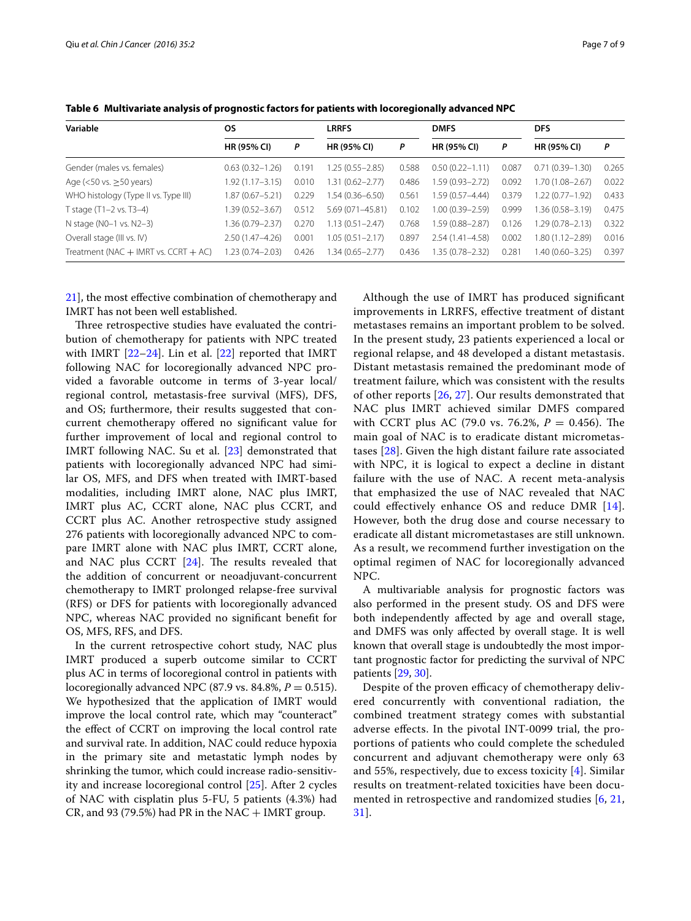**Table 6 Multivariate analysis of prognostic factors for patients with locoregionally advanced NPC**

| Variable | OS | | LRRFS | | DMFS | | DFS | |
|---|---|---|---|---|---|---|---|---|
| | HR (95% CI) | *P* | HR (95% CI) | *P* | HR (95% CI) | *P* | HR (95% CI) | *P* |
| Gender (males vs. females) | 0.63 (0.32–1.26) | 0.191 | 1.25 (0.55–2.85) | 0.588 | 0.50 (0.22–1.11) | 0.087 | 0.71 (0.39–1.30) | 0.265 |
| Age (<50 vs. ≥50 years) | 1.92 (1.17–3.15) | 0.010 | 1.31 (0.62–2.77) | 0.486 | 1.59 (0.93–2.72) | 0.092 | 1.70 (1.08–2.67) | 0.022 |
| WHO histology (Type II vs. Type III) | 1.87 (0.67–5.21) | 0.229 | 1.54 (0.36–6.50) | 0.561 | 1.59 (0.57–4.44) | 0.379 | 1.22 (0.77–1.92) | 0.433 |
| T stage (T1–2 vs. T3–4) | 1.39 (0.52–3.67) | 0.512 | 5.69 (071–45.81) | 0.102 | 1.00 (0.39–2.59) | 0.999 | 1.36 (0.58–3.19) | 0.475 |
| N stage (N0–1 vs. N2–3) | 1.36 (0.79–2.37) | 0.270 | 1.13 (0.51–2.47) | 0.768 | 1.59 (0.88–2.87) | 0.126 | 1.29 (0.78–2.13) | 0.322 |
| Overall stage (III vs. IV) | 2.50 (1.47–4.26) | 0.001 | 1.05 (0.51–2.17) | 0.897 | 2.54 (1.41–4.58) | 0.002 | 1.80 (1.12–2.89) | 0.016 |
| Treatment (NAC + IMRT vs. CCRT + AC) | 1.23 (0.74–2.03) | 0.426 | 1.34 (0.65–2.77) | 0.436 | 1.35 (0.78–2.32) | 0.281 | 1.40 (0.60–3.25) | 0.397 |

21], the most effective combination of chemotherapy and IMRT has not been well established.

Three retrospective studies have evaluated the contribution of chemotherapy for patients with NPC treated with IMRT [22–24]. Lin et al. [22] reported that IMRT following NAC for locoregionally advanced NPC provided a favorable outcome in terms of 3-year local/regional control, metastasis-free survival (MFS), DFS, and OS; furthermore, their results suggested that concurrent chemotherapy offered no significant value for further improvement of local and regional control to IMRT following NAC. Su et al. [23] demonstrated that patients with locoregionally advanced NPC had similar OS, MFS, and DFS when treated with IMRT-based modalities, including IMRT alone, NAC plus IMRT, IMRT plus AC, CCRT alone, NAC plus CCRT, and CCRT plus AC. Another retrospective study assigned 276 patients with locoregionally advanced NPC to compare IMRT alone with NAC plus IMRT, CCRT alone, and NAC plus CCRT [24]. The results revealed that the addition of concurrent or neoadjuvant-concurrent chemotherapy to IMRT prolonged relapse-free survival (RFS) or DFS for patients with locoregionally advanced NPC, whereas NAC provided no significant benefit for OS, MFS, RFS, and DFS.

In the current retrospective cohort study, NAC plus IMRT produced a superb outcome similar to CCRT plus AC in terms of locoregional control in patients with locoregionally advanced NPC (87.9 vs. 84.8%, $P = 0.515$). We hypothesized that the application of IMRT would improve the local control rate, which may "counteract" the effect of CCRT on improving the local control rate and survival rate. In addition, NAC could reduce hypoxia in the primary site and metastatic lymph nodes by shrinking the tumor, which could increase radio-sensitivity and increase locoregional control [25]. After 2 cycles of NAC with cisplatin plus 5-FU, 5 patients (4.3%) had CR, and 93 (79.5%) had PR in the NAC + IMRT group.

Although the use of IMRT has produced significant improvements in LRRFS, effective treatment of distant metastases remains an important problem to be solved. In the present study, 23 patients experienced a local or regional relapse, and 48 developed a distant metastasis. Distant metastasis remained the predominant mode of treatment failure, which was consistent with the results of other reports [26, 27]. Our results demonstrated that NAC plus IMRT achieved similar DMFS compared with CCRT plus AC (79.0 vs. 76.2%, $P = 0.456$). The main goal of NAC is to eradicate distant micrometastases [28]. Given the high distant failure rate associated with NPC, it is logical to expect a decline in distant failure with the use of NAC. A recent meta-analysis that emphasized the use of NAC revealed that NAC could effectively enhance OS and reduce DMR [14]. However, both the drug dose and course necessary to eradicate all distant micrometastases are still unknown. As a result, we recommend further investigation on the optimal regimen of NAC for locoregionally advanced NPC.

A multivariable analysis for prognostic factors was also performed in the present study. OS and DFS were both independently affected by age and overall stage, and DMFS was only affected by overall stage. It is well known that overall stage is undoubtedly the most important prognostic factor for predicting the survival of NPC patients [29, 30].

Despite of the proven efficacy of chemotherapy delivered concurrently with conventional radiation, the combined treatment strategy comes with substantial adverse effects. In the pivotal INT-0099 trial, the proportions of patients who could complete the scheduled concurrent and adjuvant chemotherapy were only 63 and 55%, respectively, due to excess toxicity [4]. Similar results on treatment-related toxicities have been documented in retrospective and randomized studies [6, 21, 31].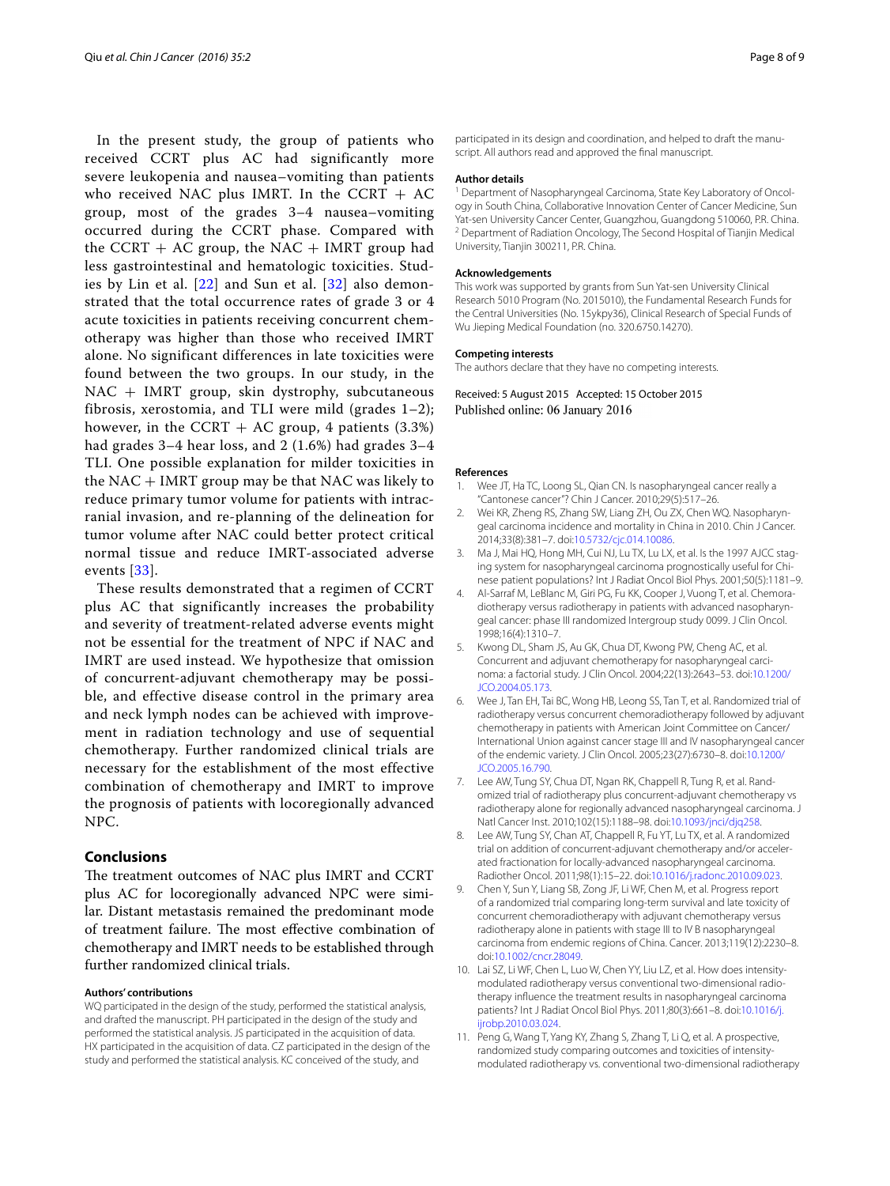In the present study, the group of patients who received CCRT plus AC had significantly more severe leukopenia and nausea–vomiting than patients who received NAC plus IMRT. In the CCRT + AC group, most of the grades 3–4 nausea–vomiting occurred during the CCRT phase. Compared with the CCRT + AC group, the NAC + IMRT group had less gastrointestinal and hematologic toxicities. Studies by Lin et al. [22] and Sun et al. [32] also demonstrated that the total occurrence rates of grade 3 or 4 acute toxicities in patients receiving concurrent chemotherapy was higher than those who received IMRT alone. No significant differences in late toxicities were found between the two groups. In our study, in the NAC + IMRT group, skin dystrophy, subcutaneous fibrosis, xerostomia, and TLI were mild (grades 1–2); however, in the CCRT + AC group, 4 patients (3.3%) had grades 3–4 hear loss, and 2 (1.6%) had grades 3–4 TLI. One possible explanation for milder toxicities in the NAC + IMRT group may be that NAC was likely to reduce primary tumor volume for patients with intracranial invasion, and re-planning of the delineation for tumor volume after NAC could better protect critical normal tissue and reduce IMRT-associated adverse events [33].

These results demonstrated that a regimen of CCRT plus AC that significantly increases the probability and severity of treatment-related adverse events might not be essential for the treatment of NPC if NAC and IMRT are used instead. We hypothesize that omission of concurrent-adjuvant chemotherapy may be possible, and effective disease control in the primary area and neck lymph nodes can be achieved with improvement in radiation technology and use of sequential chemotherapy. Further randomized clinical trials are necessary for the establishment of the most effective combination of chemotherapy and IMRT to improve the prognosis of patients with locoregionally advanced NPC.

## Conclusions

The treatment outcomes of NAC plus IMRT and CCRT plus AC for locoregionally advanced NPC were similar. Distant metastasis remained the predominant mode of treatment failure. The most effective combination of chemotherapy and IMRT needs to be established through further randomized clinical trials.

#### Authors' contributions

WQ participated in the design of the study, performed the statistical analysis, and drafted the manuscript. PH participated in the design of the study and performed the statistical analysis. JS participated in the acquisition of data. HX participated in the acquisition of data. CZ participated in the design of the study and performed the statistical analysis. KC conceived of the study, and participated in its design and coordination, and helped to draft the manuscript. All authors read and approved the final manuscript.

#### Author details

[1] Department of Nasopharyngeal Carcinoma, State Key Laboratory of Oncology in South China, Collaborative Innovation Center of Cancer Medicine, Sun Yat-sen University Cancer Center, Guangzhou, Guangdong 510060, P.R. China. [2] Department of Radiation Oncology, The Second Hospital of Tianjin Medical University, Tianjin 300211, P.R. China.

#### Acknowledgements

This work was supported by grants from Sun Yat-sen University Clinical Research 5010 Program (No. 2015010), the Fundamental Research Funds for the Central Universities (No. 15ykpy36), Clinical Research of Special Funds of Wu Jieping Medical Foundation (no. 320.6750.14270).

#### Competing interests

The authors declare that they have no competing interests.

Received: 5 August 2015 Accepted: 15 October 2015
Published online: 06 January 2016

#### References

1. Wee JT, Ha TC, Loong SL, Qian CN. Is nasopharyngeal cancer really a "Cantonese cancer"? Chin J Cancer. 2010;29(5):517–26.
2. Wei KR, Zheng RS, Zhang SW, Liang ZH, Ou ZX, Chen WQ. Nasopharyngeal carcinoma incidence and mortality in China in 2010. Chin J Cancer. 2014;33(8):381–7. doi:10.5732/cjc.014.10086.
3. Ma J, Mai HQ, Hong MH, Cui NJ, Lu TX, Lu LX, et al. Is the 1997 AJCC staging system for nasopharyngeal carcinoma prognostically useful for Chinese patient populations? Int J Radiat Oncol Biol Phys. 2001;50(5):1181–9.
4. Al-Sarraf M, LeBlanc M, Giri PG, Fu KK, Cooper J, Vuong T, et al. Chemoradiotherapy versus radiotherapy in patients with advanced nasopharyngeal cancer: phase III randomized Intergroup study 0099. J Clin Oncol. 1998;16(4):1310–7.
5. Kwong DL, Sham JS, Au GK, Chua DT, Kwong PW, Cheng AC, et al. Concurrent and adjuvant chemotherapy for nasopharyngeal carcinoma: a factorial study. J Clin Oncol. 2004;22(13):2643–53. doi:10.1200/JCO.2004.05.173.
6. Wee J, Tan EH, Tai BC, Wong HB, Leong SS, Tan T, et al. Randomized trial of radiotherapy versus concurrent chemoradiotherapy followed by adjuvant chemotherapy in patients with American Joint Committee on Cancer/International Union against cancer stage III and IV nasopharyngeal cancer of the endemic variety. J Clin Oncol. 2005;23(27):6730–8. doi:10.1200/JCO.2005.16.790.
7. Lee AW, Tung SY, Chua DT, Ngan RK, Chappell R, Tung R, et al. Randomized trial of radiotherapy plus concurrent-adjuvant chemotherapy vs radiotherapy alone for regionally advanced nasopharyngeal carcinoma. J Natl Cancer Inst. 2010;102(15):1188–98. doi:10.1093/jnci/djq258.
8. Lee AW, Tung SY, Chan AT, Chappell R, Fu YT, Lu TX, et al. A randomized trial on addition of concurrent-adjuvant chemotherapy and/or accelerated fractionation for locally-advanced nasopharyngeal carcinoma. Radiother Oncol. 2011;98(1):15–22. doi:10.1016/j.radonc.2010.09.023.
9. Chen Y, Sun Y, Liang SB, Zong JF, Li WF, Chen M, et al. Progress report of a randomized trial comparing long-term survival and late toxicity of concurrent chemoradiotherapy with adjuvant chemotherapy versus radiotherapy alone in patients with stage III to IV B nasopharyngeal carcinoma from endemic regions of China. Cancer. 2013;119(12):2230–8. doi:10.1002/cncr.28049.
10. Lai SZ, Li WF, Chen L, Luo W, Chen YY, Liu LZ, et al. How does intensity-modulated radiotherapy versus conventional two-dimensional radiotherapy influence the treatment results in nasopharyngeal carcinoma patients? Int J Radiat Oncol Biol Phys. 2011;80(3):661–8. doi:10.1016/j.ijrobp.2010.03.024.
11. Peng G, Wang T, Yang KY, Zhang S, Zhang T, Li Q, et al. A prospective, randomized study comparing outcomes and toxicities of intensity-modulated radiotherapy vs. conventional two-dimensional radiotherapy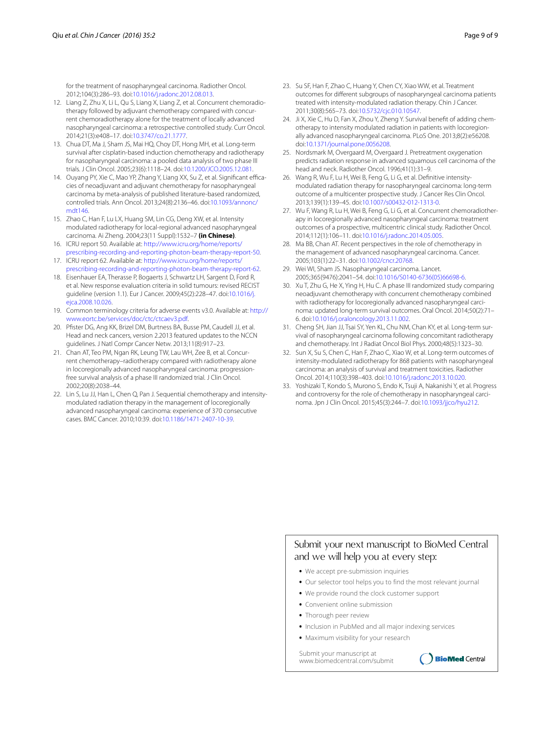for the treatment of nasopharyngeal carcinoma. Radiother Oncol. 2012;104(3):286–93. doi:10.1016/j.radonc.2012.08.013.

12. Liang Z, Zhu X, Li L, Qu S, Liang X, Liang Z, et al. Concurrent chemoradiotherapy followed by adjuvant chemotherapy compared with concurrent chemoradiotherapy alone for the treatment of locally advanced nasopharyngeal carcinoma: a retrospective controlled study. Curr Oncol. 2014;21(3):e408–17. doi:10.3747/co.21.1777.
13. Chua DT, Ma J, Sham JS, Mai HQ, Choy DT, Hong MH, et al. Long-term survival after cisplatin-based induction chemotherapy and radiotherapy for nasopharyngeal carcinoma: a pooled data analysis of two phase III trials. J Clin Oncol. 2005;23(6):1118–24. doi:10.1200/JCO.2005.12.081.
14. Ouyang PY, Xie C, Mao YP, Zhang Y, Liang XX, Su Z, et al. Significant efficacies of neoadjuvant and adjuvant chemotherapy for nasopharyngeal carcinoma by meta-analysis of published literature-based randomized, controlled trials. Ann Oncol. 2013;24(8):2136–46. doi:10.1093/annonc/mdt146.
15. Zhao C, Han F, Lu LX, Huang SM, Lin CG, Deng XW, et al. Intensity modulated radiotherapy for local-regional advanced nasopharyngeal carcinoma. Ai Zheng. 2004;23(11 Suppl):1532–7 **(in Chinese)**.
16. ICRU report 50. Available at: http://www.icru.org/home/reports/prescribing-recording-and-reporting-photon-beam-therapy-report-50.
17. ICRU report 62. Available at: http://www.icru.org/home/reports/prescribing-recording-and-reporting-photon-beam-therapy-report-62.
18. Eisenhauer EA, Therasse P, Bogaerts J, Schwartz LH, Sargent D, Ford R, et al. New response evaluation criteria in solid tumours: revised RECIST guideline (version 1.1). Eur J Cancer. 2009;45(2):228–47. doi:10.1016/j.ejca.2008.10.026.
19. Common terminology criteria for adverse events v3.0. Available at: http://www.eortc.be/services/doc/ctc/ctcaev3.pdf.
20. Pfister DG, Ang KK, Brizel DM, Burtness BA, Busse PM, Caudell JJ, et al. Head and neck cancers, version 2.2013 featured updates to the NCCN guidelines. J Natl Compr Cancer Netw. 2013;11(8):917–23.
21. Chan AT, Teo PM, Ngan RK, Leung TW, Lau WH, Zee B, et al. Concurrent chemotherapy–radiotherapy compared with radiotherapy alone in locoregionally advanced nasopharyngeal carcinoma: progression-free survival analysis of a phase III randomized trial. J Clin Oncol. 2002;20(8):2038–44.
22. Lin S, Lu JJ, Han L, Chen Q, Pan J. Sequential chemotherapy and intensity-modulated radiation therapy in the management of locoregionally advanced nasopharyngeal carcinoma: experience of 370 consecutive cases. BMC Cancer. 2010;10:39. doi:10.1186/1471-2407-10-39.
23. Su SF, Han F, Zhao C, Huang Y, Chen CY, Xiao WW, et al. Treatment outcomes for different subgroups of nasopharyngeal carcinoma patients treated with intensity-modulated radiation therapy. Chin J Cancer. 2011;30(8):565–73. doi:10.5732/cjc.010.10547.
24. Ji X, Xie C, Hu D, Fan X, Zhou Y, Zheng Y. Survival benefit of adding chemotherapy to intensity modulated radiation in patients with locoregionally advanced nasopharyngeal carcinoma. PLoS One. 2013;8(2):e56208. doi:10.1371/journal.pone.0056208.
25. Nordsmark M, Overgaard M, Overgaard J. Pretreatment oxygenation predicts radiation response in advanced squamous cell carcinoma of the head and neck. Radiother Oncol. 1996;41(1):31–9.
26. Wang R, Wu F, Lu H, Wei B, Feng G, Li G, et al. Definitive intensity-modulated radiation therapy for nasopharyngeal carcinoma: long-term outcome of a multicenter prospective study. J Cancer Res Clin Oncol. 2013;139(1):139–45. doi:10.1007/s00432-012-1313-0.
27. Wu F, Wang R, Lu H, Wei B, Feng G, Li G, et al. Concurrent chemoradiotherapy in locoregionally advanced nasopharyngeal carcinoma: treatment outcomes of a prospective, multicentric clinical study. Radiother Oncol. 2014;112(1):106–11. doi:10.1016/j.radonc.2014.05.005.
28. Ma BB, Chan AT. Recent perspectives in the role of chemotherapy in the management of advanced nasopharyngeal carcinoma. Cancer. 2005;103(1):22–31. doi:10.1002/cncr.20768.
29. Wei WI, Sham JS. Nasopharyngeal carcinoma. Lancet. 2005;365(9476):2041–54. doi:10.1016/S0140-6736(05)66698-6.
30. Xu T, Zhu G, He X, Ying H, Hu C. A phase III randomized study comparing neoadjuvant chemotherapy with concurrent chemotherapy combined with radiotherapy for locoregionally advanced nasopharyngeal carcinoma: updated long-term survival outcomes. Oral Oncol. 2014;50(2):71–6. doi:10.1016/j.oraloncology.2013.11.002.
31. Cheng SH, Jian JJ, Tsai SY, Yen KL, Chu NM, Chan KY, et al. Long-term survival of nasopharyngeal carcinoma following concomitant radiotherapy and chemotherapy. Int J Radiat Oncol Biol Phys. 2000;48(5):1323–30.
32. Sun X, Su S, Chen C, Han F, Zhao C, Xiao W, et al. Long-term outcomes of intensity-modulated radiotherapy for 868 patients with nasopharyngeal carcinoma: an analysis of survival and treatment toxicities. Radiother Oncol. 2014;110(3):398–403. doi:10.1016/j.radonc.2013.10.020.
33. Yoshizaki T, Kondo S, Murono S, Endo K, Tsuji A, Nakanishi Y, et al. Progress and controversy for the role of chemotherapy in nasopharyngeal carcinoma. Jpn J Clin Oncol. 2015;45(3):244–7. doi:10.1093/jjco/hyu212.

Submit your next manuscript to BioMed Central and we will help you at every step:

- We accept pre-submission inquiries
- Our selector tool helps you to find the most relevant journal
- We provide round the clock customer support
- Convenient online submission
- Thorough peer review
- Inclusion in PubMed and all major indexing services
- Maximum visibility for your research

Submit your manuscript at www.biomedcentral.com/submit

BioMed Central